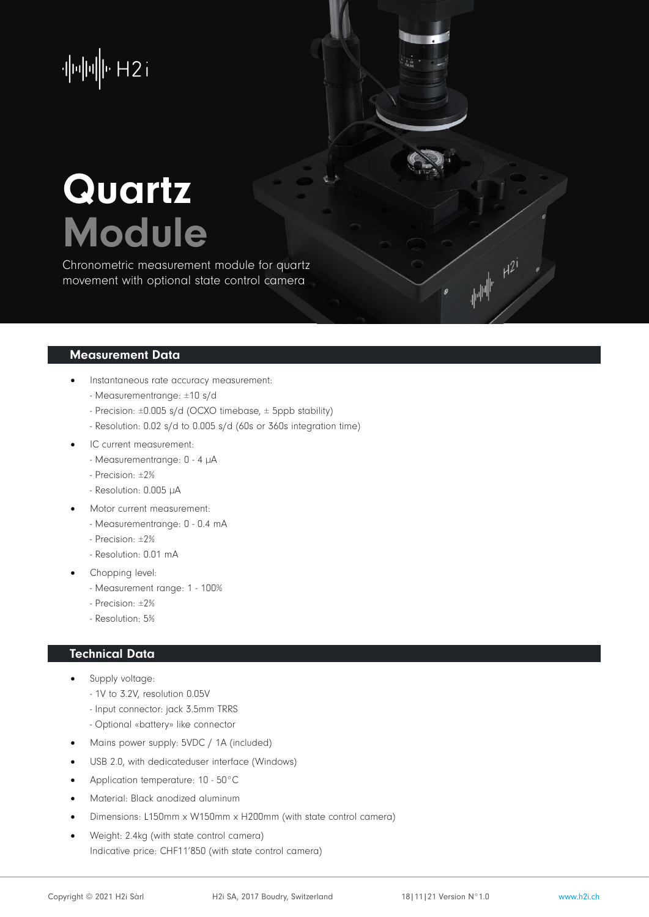H2i

# Quartz Module

Chronometric measurement module for quartz movement with optional state control camera

## Measurement Data

- Instantaneous rate accuracy measurement:
  - Measurementrange: ±10 s/d
  - Precision: ±0.005 s/d (OCXO timebase, ± 5ppb stability)
  - Resolution: 0.02 s/d to 0.005 s/d (60s or 360s integration time)
- IC current measurement:
  - Measurementrange: 0 - 4 µA
  - Precision: ±2%
  - Resolution: 0.005 µA
- Motor current measurement:
  - Measurementrange: 0 - 0.4 mA
  - Precision: ±2%
  - Resolution: 0.01 mA
- Chopping level:
  - Measurement range: 1 - 100%
  - Precision: ±2%
  - Resolution: 5%

## Technical Data

- Supply voltage:
  - 1V to 3.2V, resolution 0.05V
  - Input connector: jack 3.5mm TRRS
  - Optional «battery» like connector
- Mains power supply: 5VDC / 1A (included)
- USB 2.0, with dedicateduser interface (Windows)
- Application temperature: 10 - 50°C
- Material: Black anodized aluminum
- Dimensions: L150mm x W150mm x H200mm (with state control camera)
- Weight: 2.4kg (with state control camera)
  Indicative price: CHF11'850 (with state control camera)

Copyright © 2021 H2i Sàrl H2i SA, 2017 Boudry, Switzerland 18|11|21 Version N°1.0 www.h2i.ch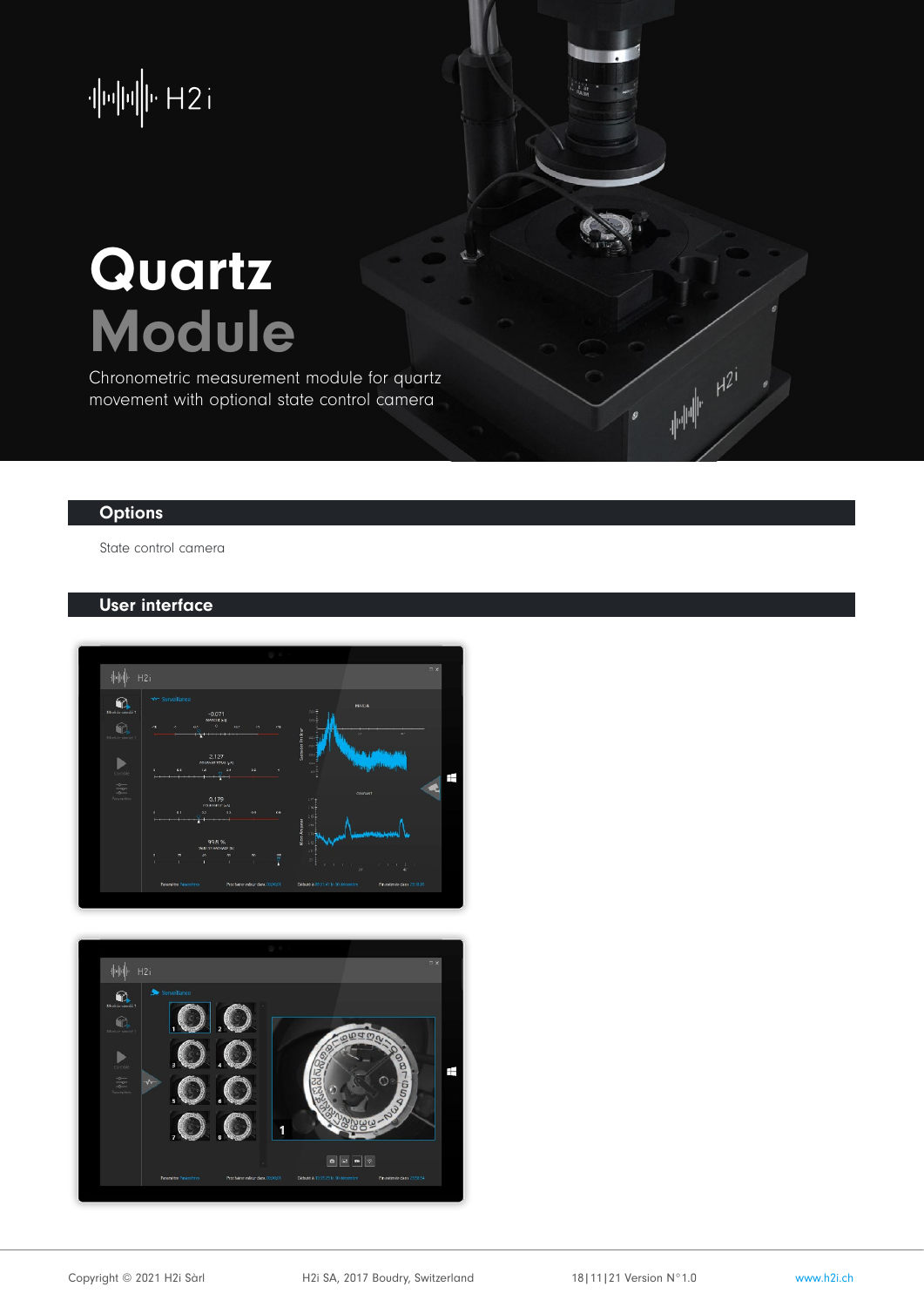H2i

# Quartz Module

Chronometric measurement module for quartz movement with optional state control camera

## Options

State control camera

## User interface

Copyright © 2021 H2i Sàrl

H2i SA, 2017 Boudry, Switzerland

18|11|21 Version N°1.0

www.h2i.ch